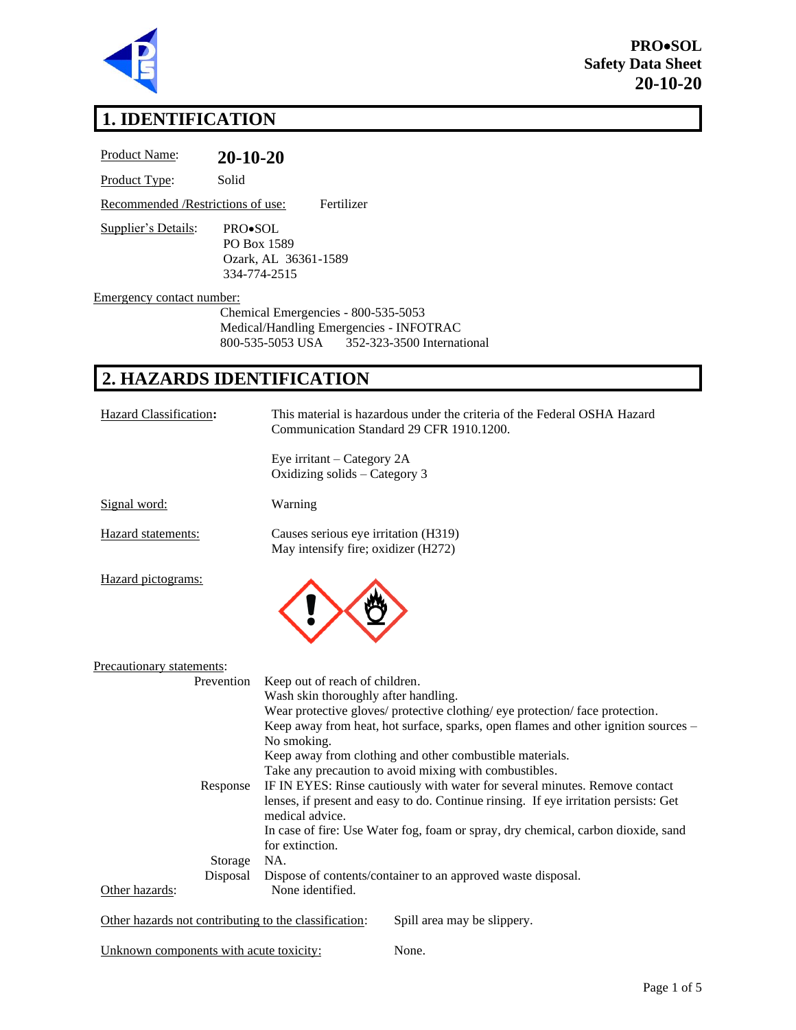**PRO•SOL**
**Safety Data Sheet**
**20-10-20**

## 1. IDENTIFICATION

Product Name: **20-10-20**

Product Type: Solid

Recommended /Restrictions of use: Fertilizer

Supplier's Details:
PRO•SOL
PO Box 1589
Ozark, AL 36361-1589
334-774-2515

Emergency contact number:
Chemical Emergencies - 800-535-5053
Medical/Handling Emergencies - INFOTRAC
800-535-5053 USA 352-323-3500 International

## 2. HAZARDS IDENTIFICATION

**Hazard Classification:** This material is hazardous under the criteria of the Federal OSHA Hazard Communication Standard 29 CFR 1910.1200.

Eye irritant – Category 2A
Oxidizing solids – Category 3

Signal word: Warning

Hazard statements:
Causes serious eye irritation (H319)
May intensify fire; oxidizer (H272)

Hazard pictograms:

Precautionary statements:

Prevention:
Keep out of reach of children.
Wash skin thoroughly after handling.
Wear protective gloves/ protective clothing/ eye protection/ face protection.
Keep away from heat, hot surface, sparks, open flames and other ignition sources – No smoking.
Keep away from clothing and other combustible materials.
Take any precaution to avoid mixing with combustibles.

Response:
IF IN EYES: Rinse cautiously with water for several minutes. Remove contact lenses, if present and easy to do. Continue rinsing. If eye irritation persists: Get medical advice.
In case of fire: Use Water fog, foam or spray, dry chemical, carbon dioxide, sand for extinction.

Storage: NA.

Disposal: Dispose of contents/container to an approved waste disposal.

Other hazards: None identified.

Other hazards not contributing to the classification: Spill area may be slippery.

Unknown components with acute toxicity: None.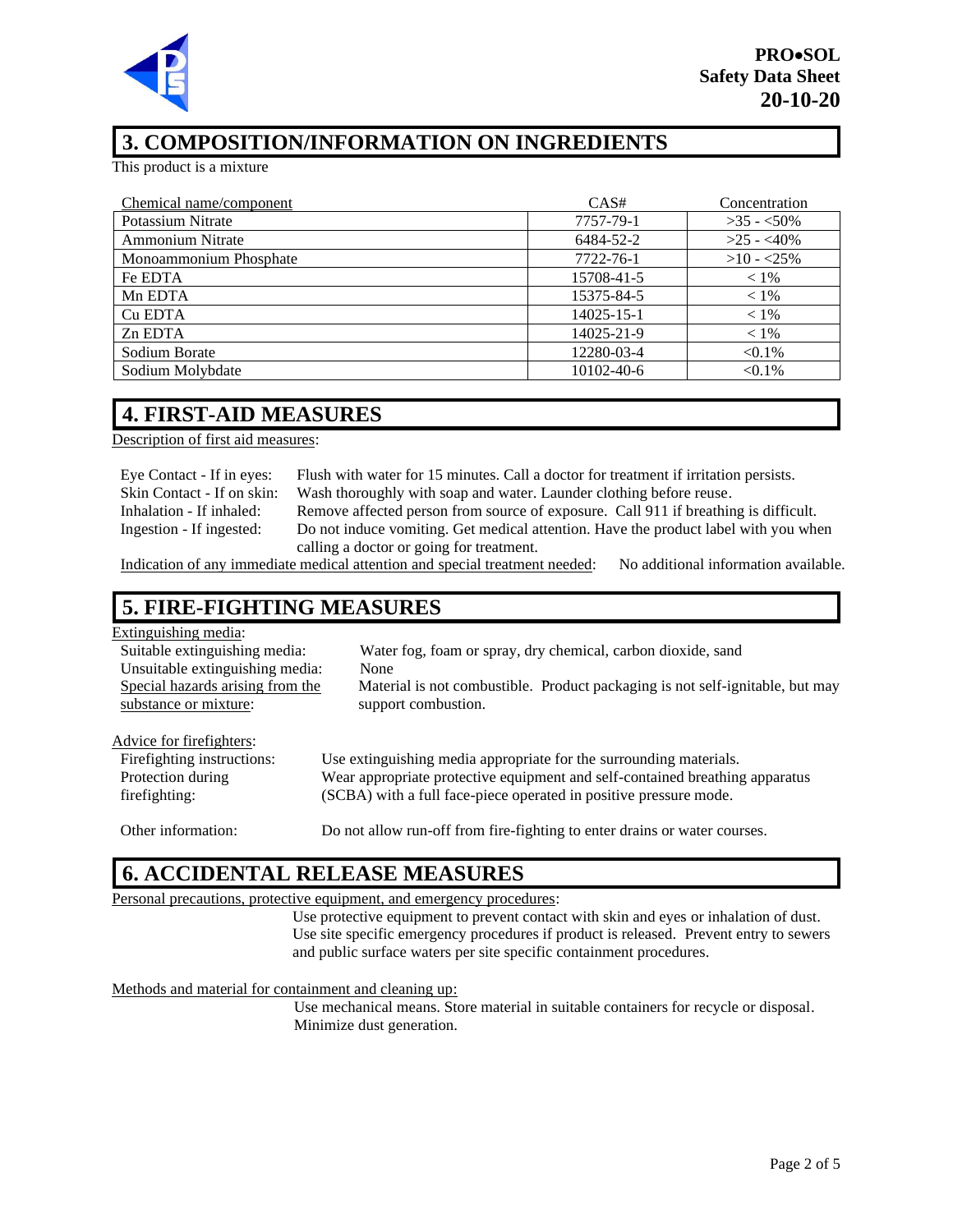## 3. COMPOSITION/INFORMATION ON INGREDIENTS

This product is a mixture

| Chemical name/component | CAS# | Concentration |
|---|---|---|
| Potassium Nitrate | 7757-79-1 | >35 - <50% |
| Ammonium Nitrate | 6484-52-2 | >25 - <40% |
| Monoammonium Phosphate | 7722-76-1 | >10 - <25% |
| Fe EDTA | 15708-41-5 | < 1% |
| Mn EDTA | 15375-84-5 | < 1% |
| Cu EDTA | 14025-15-1 | < 1% |
| Zn EDTA | 14025-21-9 | < 1% |
| Sodium Borate | 12280-03-4 | <0.1% |
| Sodium Molybdate | 10102-40-6 | <0.1% |

## 4. FIRST-AID MEASURES

Description of first aid measures:

Eye Contact - If in eyes: Flush with water for 15 minutes. Call a doctor for treatment if irritation persists.
Skin Contact - If on skin: Wash thoroughly with soap and water. Launder clothing before reuse.
Inhalation - If inhaled: Remove affected person from source of exposure. Call 911 if breathing is difficult.
Ingestion - If ingested: Do not induce vomiting. Get medical attention. Have the product label with you when calling a doctor or going for treatment.

Indication of any immediate medical attention and special treatment needed: No additional information available.

## 5. FIRE-FIGHTING MEASURES

Extinguishing media:
Suitable extinguishing media: Water fog, foam or spray, dry chemical, carbon dioxide, sand
Unsuitable extinguishing media: None
Special hazards arising from the substance or mixture: Material is not combustible. Product packaging is not self-ignitable, but may support combustion.

Advice for firefighters:
Firefighting instructions: Use extinguishing media appropriate for the surrounding materials.
Protection during firefighting: Wear appropriate protective equipment and self-contained breathing apparatus (SCBA) with a full face-piece operated in positive pressure mode.

Other information: Do not allow run-off from fire-fighting to enter drains or water courses.

## 6. ACCIDENTAL RELEASE MEASURES

Personal precautions, protective equipment, and emergency procedures:
Use protective equipment to prevent contact with skin and eyes or inhalation of dust. Use site specific emergency procedures if product is released. Prevent entry to sewers and public surface waters per site specific containment procedures.

Methods and material for containment and cleaning up:
Use mechanical means. Store material in suitable containers for recycle or disposal. Minimize dust generation.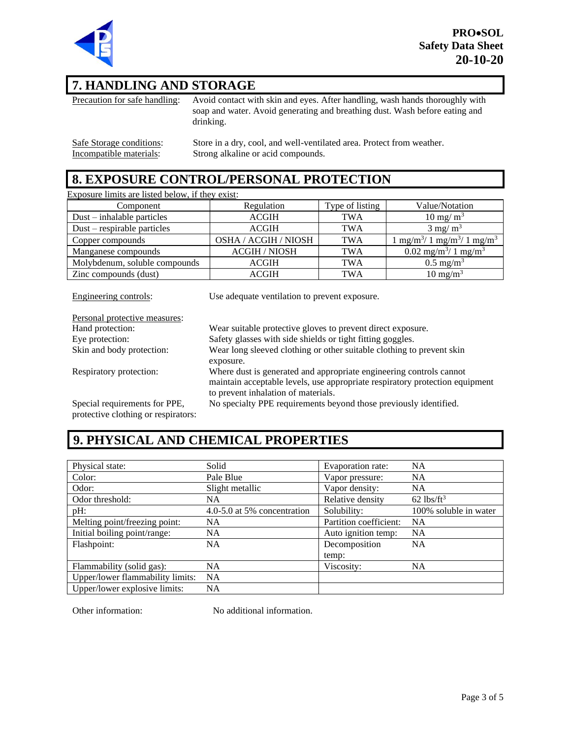## 7. HANDLING AND STORAGE

Precaution for safe handling: Avoid contact with skin and eyes. After handling, wash hands thoroughly with soap and water. Avoid generating and breathing dust. Wash before eating and drinking.

Safe Storage conditions: Store in a dry, cool, and well-ventilated area. Protect from weather.

Incompatible materials: Strong alkaline or acid compounds.

## 8. EXPOSURE CONTROL/PERSONAL PROTECTION

Exposure limits are listed below, if they exist:

| Component | Regulation | Type of listing | Value/Notation |
|---|---|---|---|
| Dust – inhalable particles | ACGIH | TWA | 10 mg/ $m^3$ |
| Dust – respirable particles | ACGIH | TWA | 3 mg/ $m^3$ |
| Copper compounds | OSHA / ACGIH / NIOSH | TWA | 1 $mg/m^3$/ 1 $mg/m^3$/ 1 $mg/m^3$ |
| Manganese compounds | ACGIH / NIOSH | TWA | 0.02 $mg/m^3$/ 1 $mg/m^3$ |
| Molybdenum, soluble compounds | ACGIH | TWA | 0.5 $mg/m^3$ |
| Zinc compounds (dust) | ACGIH | TWA | 10 $mg/m^3$ |

Engineering controls: Use adequate ventilation to prevent exposure.

Personal protective measures:

Hand protection: Wear suitable protective gloves to prevent direct exposure.

Eye protection: Safety glasses with side shields or tight fitting goggles.

Skin and body protection: Wear long sleeved clothing or other suitable clothing to prevent skin exposure.

Respiratory protection: Where dust is generated and appropriate engineering controls cannot maintain acceptable levels, use appropriate respiratory protection equipment to prevent inhalation of materials.

Special requirements for PPE, protective clothing or respirators: No specialty PPE requirements beyond those previously identified.

## 9. PHYSICAL AND CHEMICAL PROPERTIES

| | | | |
|---|---|---|---|
| Physical state: | Solid | Evaporation rate: | NA |
| Color: | Pale Blue | Vapor pressure: | NA |
| Odor: | Slight metallic | Vapor density: | NA |
| Odor threshold: | NA | Relative density | 62 $lbs/ft^3$ |
| pH: | 4.0-5.0 at 5% concentration | Solubility: | 100% soluble in water |
| Melting point/freezing point: | NA | Partition coefficient: | NA |
| Initial boiling point/range: | NA | Auto ignition temp: | NA |
| Flashpoint: | NA | Decomposition temp: | NA |
| Flammability (solid gas): | NA | Viscosity: | NA |
| Upper/lower flammability limits: | NA | | |
| Upper/lower explosive limits: | NA | | |

Other information: No additional information.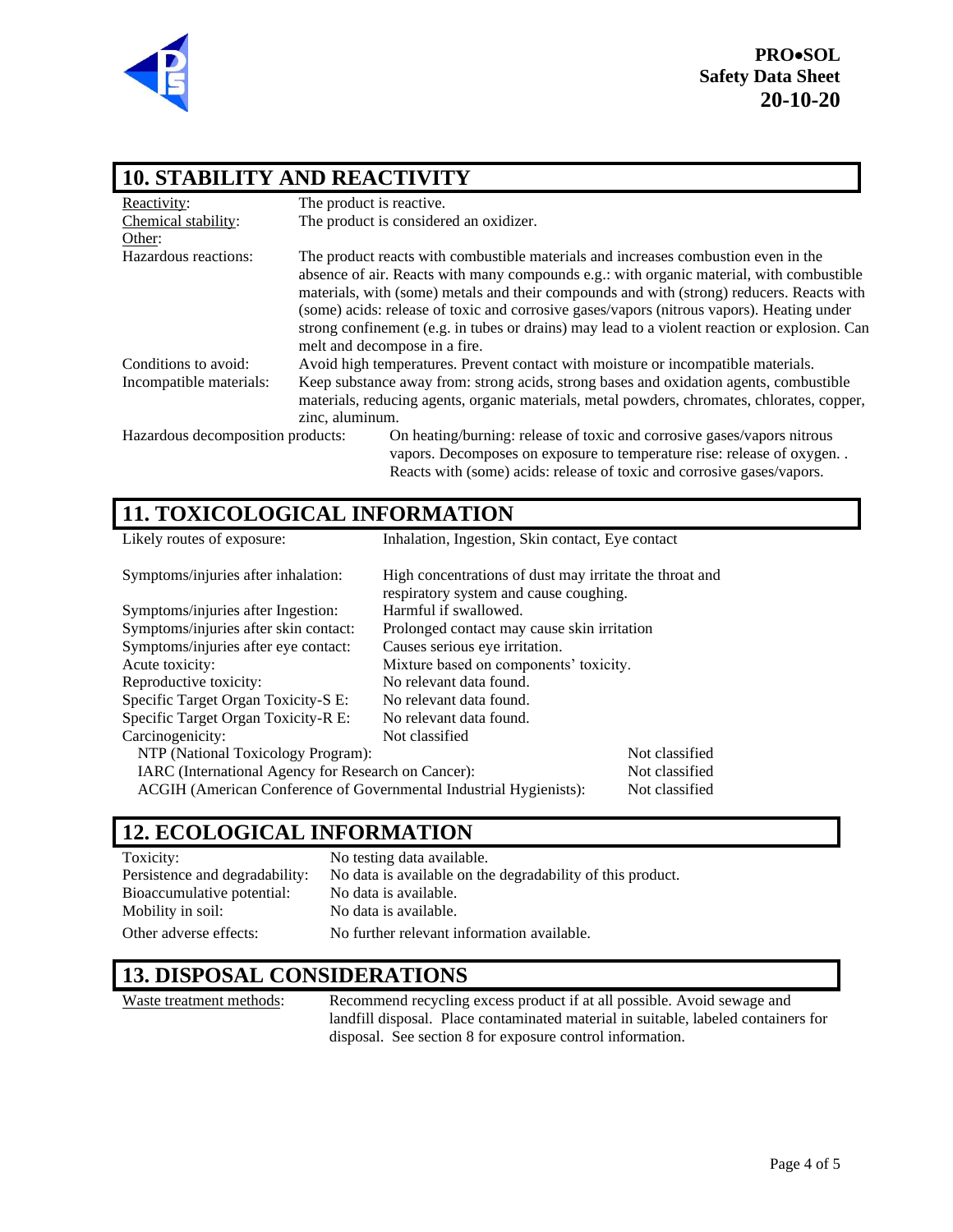## 10. STABILITY AND REACTIVITY

| | |
|---|---|
| Reactivity: | The product is reactive. |
| Chemical stability: | The product is considered an oxidizer. |
| Other: | |
| Hazardous reactions: | The product reacts with combustible materials and increases combustion even in the absence of air. Reacts with many compounds e.g.: with organic material, with combustible materials, with (some) metals and their compounds and with (strong) reducers. Reacts with (some) acids: release of toxic and corrosive gases/vapors (nitrous vapors). Heating under strong confinement (e.g. in tubes or drains) may lead to a violent reaction or explosion. Can melt and decompose in a fire. |
| Conditions to avoid: | Avoid high temperatures. Prevent contact with moisture or incompatible materials. |
| Incompatible materials: | Keep substance away from: strong acids, strong bases and oxidation agents, combustible materials, reducing agents, organic materials, metal powders, chromates, chlorates, copper, zinc, aluminum. |
| Hazardous decomposition products: | On heating/burning: release of toxic and corrosive gases/vapors nitrous vapors. Decomposes on exposure to temperature rise: release of oxygen. . Reacts with (some) acids: release of toxic and corrosive gases/vapors. |

## 11. TOXICOLOGICAL INFORMATION

| | |
|---|---|
| Likely routes of exposure: | Inhalation, Ingestion, Skin contact, Eye contact |
| Symptoms/injuries after inhalation: | High concentrations of dust may irritate the throat and respiratory system and cause coughing. |
| Symptoms/injuries after Ingestion: | Harmful if swallowed. |
| Symptoms/injuries after skin contact: | Prolonged contact may cause skin irritation |
| Symptoms/injuries after eye contact: | Causes serious eye irritation. |
| Acute toxicity: | Mixture based on components' toxicity. |
| Reproductive toxicity: | No relevant data found. |
| Specific Target Organ Toxicity-S E: | No relevant data found. |
| Specific Target Organ Toxicity-R E: | No relevant data found. |
| Carcinogenicity: | Not classified |
| NTP (National Toxicology Program): | Not classified |
| IARC (International Agency for Research on Cancer): | Not classified |
| ACGIH (American Conference of Governmental Industrial Hygienists): | Not classified |

## 12. ECOLOGICAL INFORMATION

| | |
|---|---|
| Toxicity: | No testing data available. |
| Persistence and degradability: | No data is available on the degradability of this product. |
| Bioaccumulative potential: | No data is available. |
| Mobility in soil: | No data is available. |
| Other adverse effects: | No further relevant information available. |

## 13. DISPOSAL CONSIDERATIONS

| | |
|---|---|
| Waste treatment methods: | Recommend recycling excess product if at all possible. Avoid sewage and landfill disposal. Place contaminated material in suitable, labeled containers for disposal. See section 8 for exposure control information. |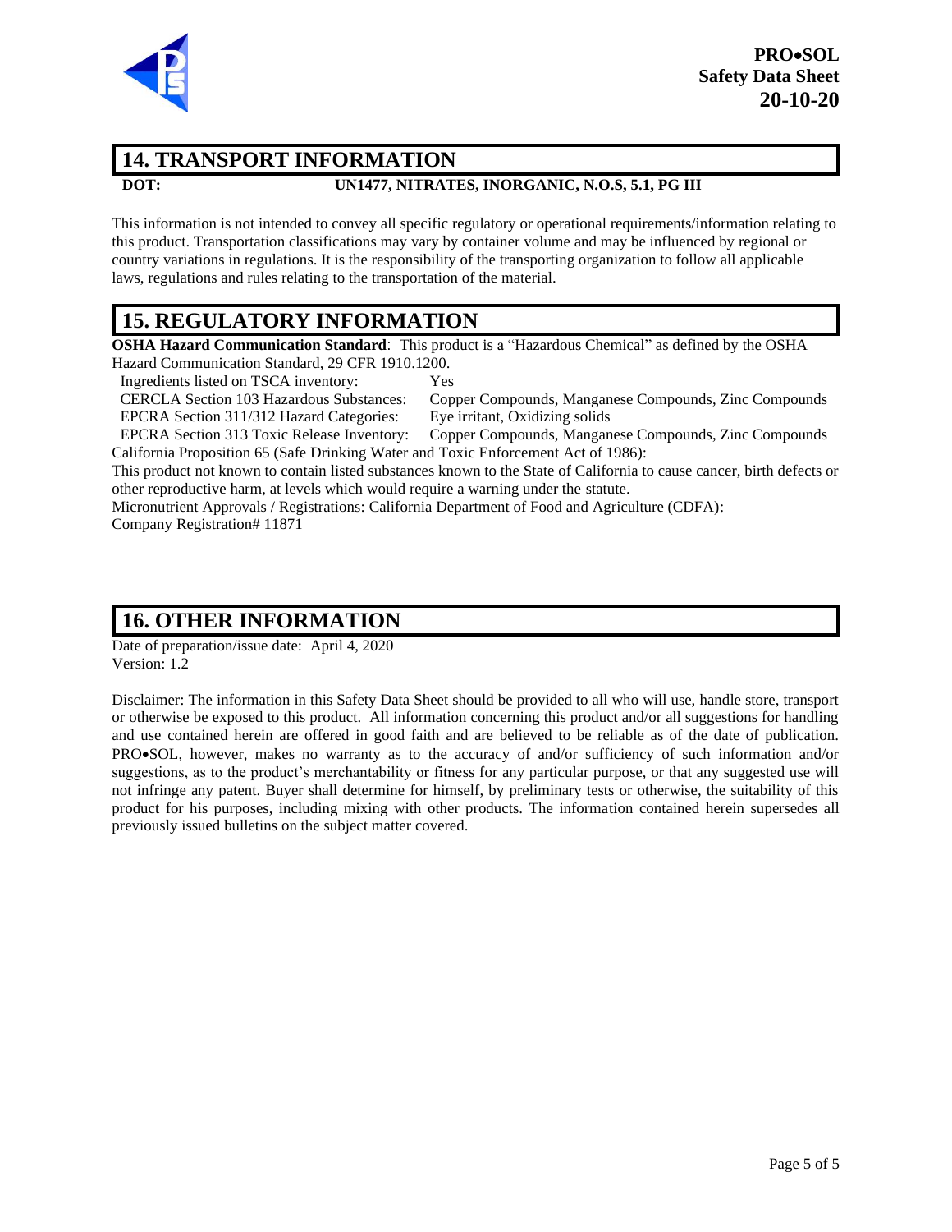## 14. TRANSPORT INFORMATION

**DOT:** **UN1477, NITRATES, INORGANIC, N.O.S, 5.1, PG III**

This information is not intended to convey all specific regulatory or operational requirements/information relating to this product. Transportation classifications may vary by container volume and may be influenced by regional or country variations in regulations. It is the responsibility of the transporting organization to follow all applicable laws, regulations and rules relating to the transportation of the material.

## 15. REGULATORY INFORMATION

**OSHA Hazard Communication Standard**: This product is a "Hazardous Chemical" as defined by the OSHA Hazard Communication Standard, 29 CFR 1910.1200.

| | |
|---|---|
| Ingredients listed on TSCA inventory: | Yes |
| CERCLA Section 103 Hazardous Substances: | Copper Compounds, Manganese Compounds, Zinc Compounds |
| EPCRA Section 311/312 Hazard Categories: | Eye irritant, Oxidizing solids |
| EPCRA Section 313 Toxic Release Inventory: | Copper Compounds, Manganese Compounds, Zinc Compounds |

California Proposition 65 (Safe Drinking Water and Toxic Enforcement Act of 1986):

This product not known to contain listed substances known to the State of California to cause cancer, birth defects or other reproductive harm, at levels which would require a warning under the statute.

Micronutrient Approvals / Registrations: California Department of Food and Agriculture (CDFA):

Company Registration# 11871

## 16. OTHER INFORMATION

Date of preparation/issue date: April 4, 2020

Version: 1.2

Disclaimer: The information in this Safety Data Sheet should be provided to all who will use, handle store, transport or otherwise be exposed to this product. All information concerning this product and/or all suggestions for handling and use contained herein are offered in good faith and are believed to be reliable as of the date of publication. PRO•SOL, however, makes no warranty as to the accuracy of and/or sufficiency of such information and/or suggestions, as to the product's merchantability or fitness for any particular purpose, or that any suggested use will not infringe any patent. Buyer shall determine for himself, by preliminary tests or otherwise, the suitability of this product for his purposes, including mixing with other products. The information contained herein supersedes all previously issued bulletins on the subject matter covered.